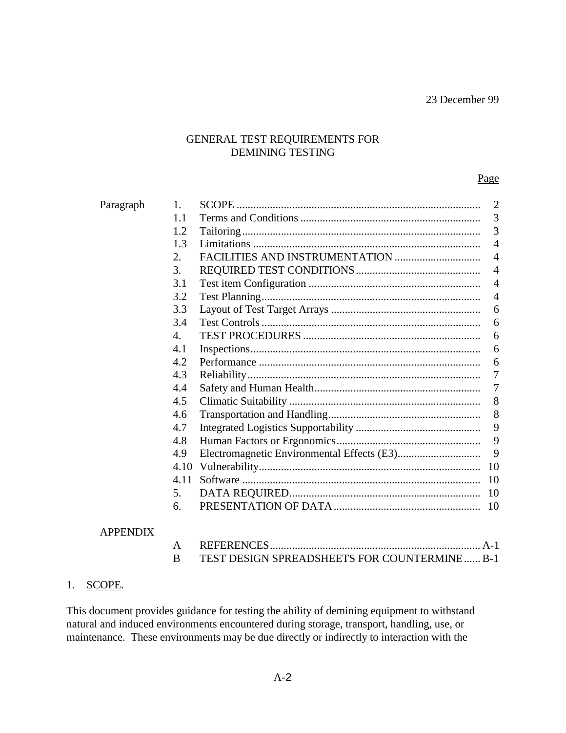23 December 99

# GENERAL TEST REQUIREMENTS FOR DEMINING TESTING

| | | | Page |
|---|---|---|---|
| Paragraph | 1. | SCOPE | 2 |
| | 1.1 | Terms and Conditions | 3 |
| | 1.2 | Tailoring | 3 |
| | 1.3 | Limitations | 4 |
| | 2. | FACILITIES AND INSTRUMENTATION | 4 |
| | 3. | REQUIRED TEST CONDITIONS | 4 |
| | 3.1 | Test item Configuration | 4 |
| | 3.2 | Test Planning | 4 |
| | 3.3 | Layout of Test Target Arrays | 6 |
| | 3.4 | Test Controls | 6 |
| | 4. | TEST PROCEDURES | 6 |
| | 4.1 | Inspections | 6 |
| | 4.2 | Performance | 6 |
| | 4.3 | Reliability | 7 |
| | 4.4 | Safety and Human Health | 7 |
| | 4.5 | Climatic Suitability | 8 |
| | 4.6 | Transportation and Handling | 8 |
| | 4.7 | Integrated Logistics Supportability | 9 |
| | 4.8 | Human Factors or Ergonomics | 9 |
| | 4.9 | Electromagnetic Environmental Effects (E3) | 9 |
| | 4.10 | Vulnerability | 10 |
| | 4.11 | Software | 10 |
| | 5. | DATA REQUIRED | 10 |
| | 6. | PRESENTATION OF DATA | 10 |
| APPENDIX | | | |
| | A | REFERENCES | A-1 |
| | B | TEST DESIGN SPREADSHEETS FOR COUNTERMINE | B-1 |

## 1. SCOPE.

This document provides guidance for testing the ability of demining equipment to withstand natural and induced environments encountered during storage, transport, handling, use, or maintenance. These environments may be due directly or indirectly to interaction with the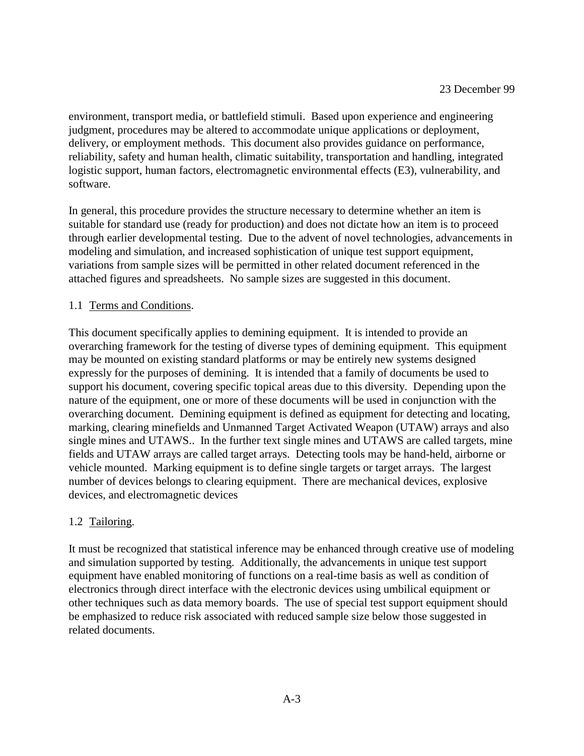environment, transport media, or battlefield stimuli. Based upon experience and engineering judgment, procedures may be altered to accommodate unique applications or deployment, delivery, or employment methods. This document also provides guidance on performance, reliability, safety and human health, climatic suitability, transportation and handling, integrated logistic support, human factors, electromagnetic environmental effects (E3), vulnerability, and software.

In general, this procedure provides the structure necessary to determine whether an item is suitable for standard use (ready for production) and does not dictate how an item is to proceed through earlier developmental testing. Due to the advent of novel technologies, advancements in modeling and simulation, and increased sophistication of unique test support equipment, variations from sample sizes will be permitted in other related document referenced in the attached figures and spreadsheets. No sample sizes are suggested in this document.

1.1 Terms and Conditions.

This document specifically applies to demining equipment. It is intended to provide an overarching framework for the testing of diverse types of demining equipment. This equipment may be mounted on existing standard platforms or may be entirely new systems designed expressly for the purposes of demining. It is intended that a family of documents be used to support his document, covering specific topical areas due to this diversity. Depending upon the nature of the equipment, one or more of these documents will be used in conjunction with the overarching document. Demining equipment is defined as equipment for detecting and locating, marking, clearing minefields and Unmanned Target Activated Weapon (UTAW) arrays and also single mines and UTAWS.. In the further text single mines and UTAWS are called targets, mine fields and UTAW arrays are called target arrays. Detecting tools may be hand-held, airborne or vehicle mounted. Marking equipment is to define single targets or target arrays. The largest number of devices belongs to clearing equipment. There are mechanical devices, explosive devices, and electromagnetic devices

1.2 Tailoring.

It must be recognized that statistical inference may be enhanced through creative use of modeling and simulation supported by testing. Additionally, the advancements in unique test support equipment have enabled monitoring of functions on a real-time basis as well as condition of electronics through direct interface with the electronic devices using umbilical equipment or other techniques such as data memory boards. The use of special test support equipment should be emphasized to reduce risk associated with reduced sample size below those suggested in related documents.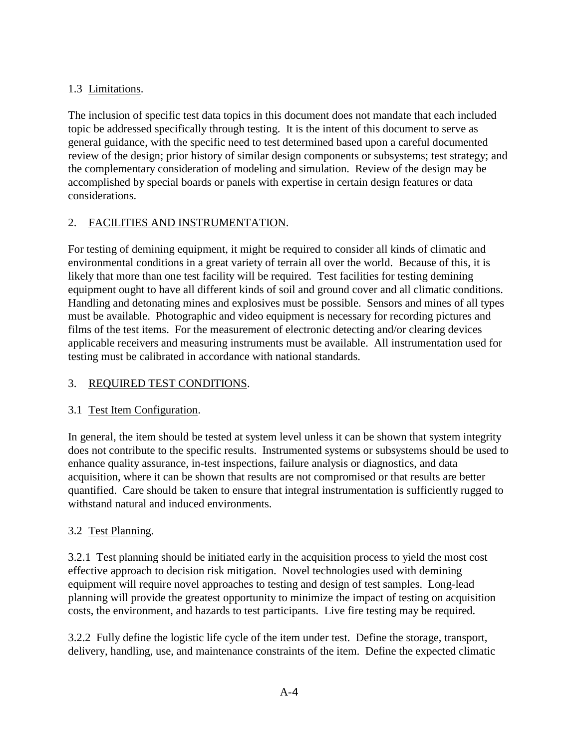### 1.3 Limitations.

The inclusion of specific test data topics in this document does not mandate that each included topic be addressed specifically through testing. It is the intent of this document to serve as general guidance, with the specific need to test determined based upon a careful documented review of the design; prior history of similar design components or subsystems; test strategy; and the complementary consideration of modeling and simulation. Review of the design may be accomplished by special boards or panels with expertise in certain design features or data considerations.

## 2. FACILITIES AND INSTRUMENTATION.

For testing of demining equipment, it might be required to consider all kinds of climatic and environmental conditions in a great variety of terrain all over the world. Because of this, it is likely that more than one test facility will be required. Test facilities for testing demining equipment ought to have all different kinds of soil and ground cover and all climatic conditions. Handling and detonating mines and explosives must be possible. Sensors and mines of all types must be available. Photographic and video equipment is necessary for recording pictures and films of the test items. For the measurement of electronic detecting and/or clearing devices applicable receivers and measuring instruments must be available. All instrumentation used for testing must be calibrated in accordance with national standards.

## 3. REQUIRED TEST CONDITIONS.

### 3.1 Test Item Configuration.

In general, the item should be tested at system level unless it can be shown that system integrity does not contribute to the specific results. Instrumented systems or subsystems should be used to enhance quality assurance, in-test inspections, failure analysis or diagnostics, and data acquisition, where it can be shown that results are not compromised or that results are better quantified. Care should be taken to ensure that integral instrumentation is sufficiently rugged to withstand natural and induced environments.

### 3.2 Test Planning.

3.2.1 Test planning should be initiated early in the acquisition process to yield the most cost effective approach to decision risk mitigation. Novel technologies used with demining equipment will require novel approaches to testing and design of test samples. Long-lead planning will provide the greatest opportunity to minimize the impact of testing on acquisition costs, the environment, and hazards to test participants. Live fire testing may be required.

3.2.2 Fully define the logistic life cycle of the item under test. Define the storage, transport, delivery, handling, use, and maintenance constraints of the item. Define the expected climatic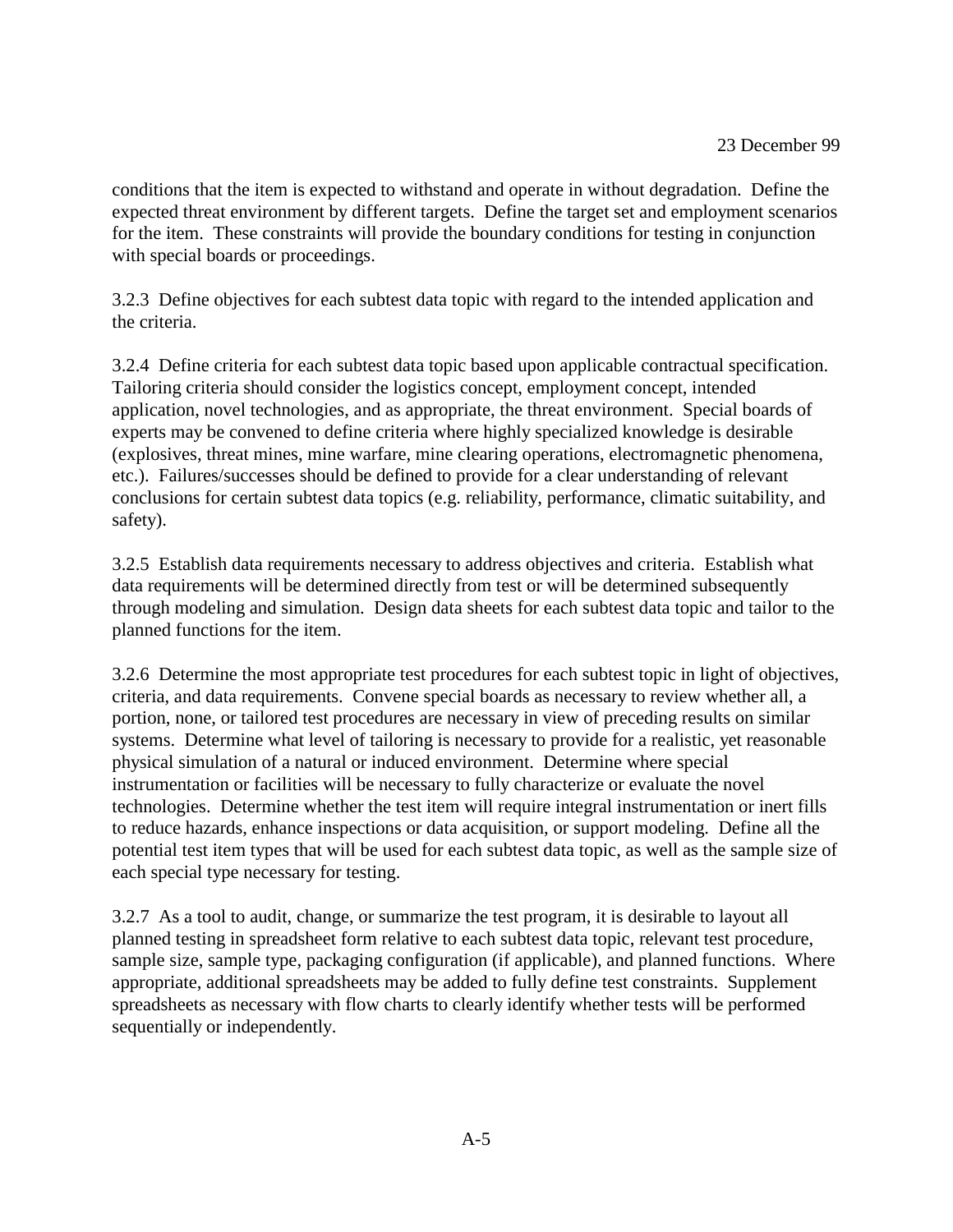conditions that the item is expected to withstand and operate in without degradation. Define the expected threat environment by different targets. Define the target set and employment scenarios for the item. These constraints will provide the boundary conditions for testing in conjunction with special boards or proceedings.

3.2.3 Define objectives for each subtest data topic with regard to the intended application and the criteria.

3.2.4 Define criteria for each subtest data topic based upon applicable contractual specification. Tailoring criteria should consider the logistics concept, employment concept, intended application, novel technologies, and as appropriate, the threat environment. Special boards of experts may be convened to define criteria where highly specialized knowledge is desirable (explosives, threat mines, mine warfare, mine clearing operations, electromagnetic phenomena, etc.). Failures/successes should be defined to provide for a clear understanding of relevant conclusions for certain subtest data topics (e.g. reliability, performance, climatic suitability, and safety).

3.2.5 Establish data requirements necessary to address objectives and criteria. Establish what data requirements will be determined directly from test or will be determined subsequently through modeling and simulation. Design data sheets for each subtest data topic and tailor to the planned functions for the item.

3.2.6 Determine the most appropriate test procedures for each subtest topic in light of objectives, criteria, and data requirements. Convene special boards as necessary to review whether all, a portion, none, or tailored test procedures are necessary in view of preceding results on similar systems. Determine what level of tailoring is necessary to provide for a realistic, yet reasonable physical simulation of a natural or induced environment. Determine where special instrumentation or facilities will be necessary to fully characterize or evaluate the novel technologies. Determine whether the test item will require integral instrumentation or inert fills to reduce hazards, enhance inspections or data acquisition, or support modeling. Define all the potential test item types that will be used for each subtest data topic, as well as the sample size of each special type necessary for testing.

3.2.7 As a tool to audit, change, or summarize the test program, it is desirable to layout all planned testing in spreadsheet form relative to each subtest data topic, relevant test procedure, sample size, sample type, packaging configuration (if applicable), and planned functions. Where appropriate, additional spreadsheets may be added to fully define test constraints. Supplement spreadsheets as necessary with flow charts to clearly identify whether tests will be performed sequentially or independently.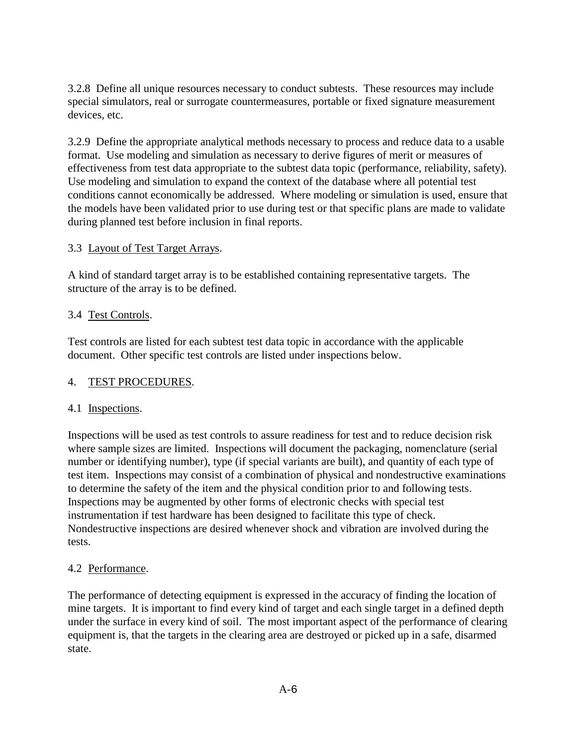3.2.8 Define all unique resources necessary to conduct subtests. These resources may include special simulators, real or surrogate countermeasures, portable or fixed signature measurement devices, etc.

3.2.9 Define the appropriate analytical methods necessary to process and reduce data to a usable format. Use modeling and simulation as necessary to derive figures of merit or measures of effectiveness from test data appropriate to the subtest data topic (performance, reliability, safety). Use modeling and simulation to expand the context of the database where all potential test conditions cannot economically be addressed. Where modeling or simulation is used, ensure that the models have been validated prior to use during test or that specific plans are made to validate during planned test before inclusion in final reports.

### 3.3 Layout of Test Target Arrays.

A kind of standard target array is to be established containing representative targets. The structure of the array is to be defined.

### 3.4 Test Controls.

Test controls are listed for each subtest test data topic in accordance with the applicable document. Other specific test controls are listed under inspections below.

## 4. TEST PROCEDURES.

### 4.1 Inspections.

Inspections will be used as test controls to assure readiness for test and to reduce decision risk where sample sizes are limited. Inspections will document the packaging, nomenclature (serial number or identifying number), type (if special variants are built), and quantity of each type of test item. Inspections may consist of a combination of physical and nondestructive examinations to determine the safety of the item and the physical condition prior to and following tests. Inspections may be augmented by other forms of electronic checks with special test instrumentation if test hardware has been designed to facilitate this type of check. Nondestructive inspections are desired whenever shock and vibration are involved during the tests.

### 4.2 Performance.

The performance of detecting equipment is expressed in the accuracy of finding the location of mine targets. It is important to find every kind of target and each single target in a defined depth under the surface in every kind of soil. The most important aspect of the performance of clearing equipment is, that the targets in the clearing area are destroyed or picked up in a safe, disarmed state.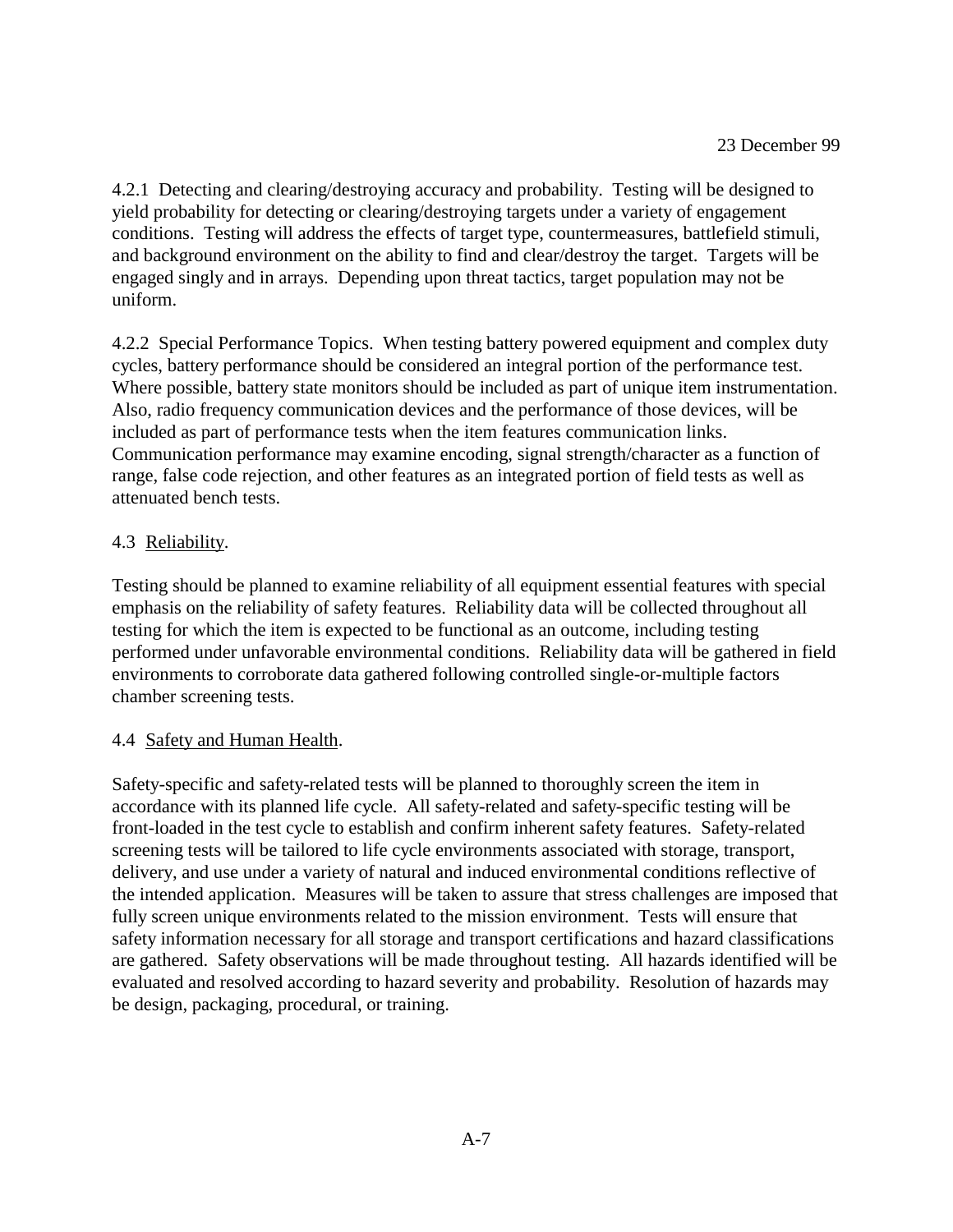4.2.1 Detecting and clearing/destroying accuracy and probability. Testing will be designed to yield probability for detecting or clearing/destroying targets under a variety of engagement conditions. Testing will address the effects of target type, countermeasures, battlefield stimuli, and background environment on the ability to find and clear/destroy the target. Targets will be engaged singly and in arrays. Depending upon threat tactics, target population may not be uniform.

4.2.2 Special Performance Topics. When testing battery powered equipment and complex duty cycles, battery performance should be considered an integral portion of the performance test. Where possible, battery state monitors should be included as part of unique item instrumentation. Also, radio frequency communication devices and the performance of those devices, will be included as part of performance tests when the item features communication links. Communication performance may examine encoding, signal strength/character as a function of range, false code rejection, and other features as an integrated portion of field tests as well as attenuated bench tests.

4.3 Reliability.

Testing should be planned to examine reliability of all equipment essential features with special emphasis on the reliability of safety features. Reliability data will be collected throughout all testing for which the item is expected to be functional as an outcome, including testing performed under unfavorable environmental conditions. Reliability data will be gathered in field environments to corroborate data gathered following controlled single-or-multiple factors chamber screening tests.

4.4 Safety and Human Health.

Safety-specific and safety-related tests will be planned to thoroughly screen the item in accordance with its planned life cycle. All safety-related and safety-specific testing will be front-loaded in the test cycle to establish and confirm inherent safety features. Safety-related screening tests will be tailored to life cycle environments associated with storage, transport, delivery, and use under a variety of natural and induced environmental conditions reflective of the intended application. Measures will be taken to assure that stress challenges are imposed that fully screen unique environments related to the mission environment. Tests will ensure that safety information necessary for all storage and transport certifications and hazard classifications are gathered. Safety observations will be made throughout testing. All hazards identified will be evaluated and resolved according to hazard severity and probability. Resolution of hazards may be design, packaging, procedural, or training.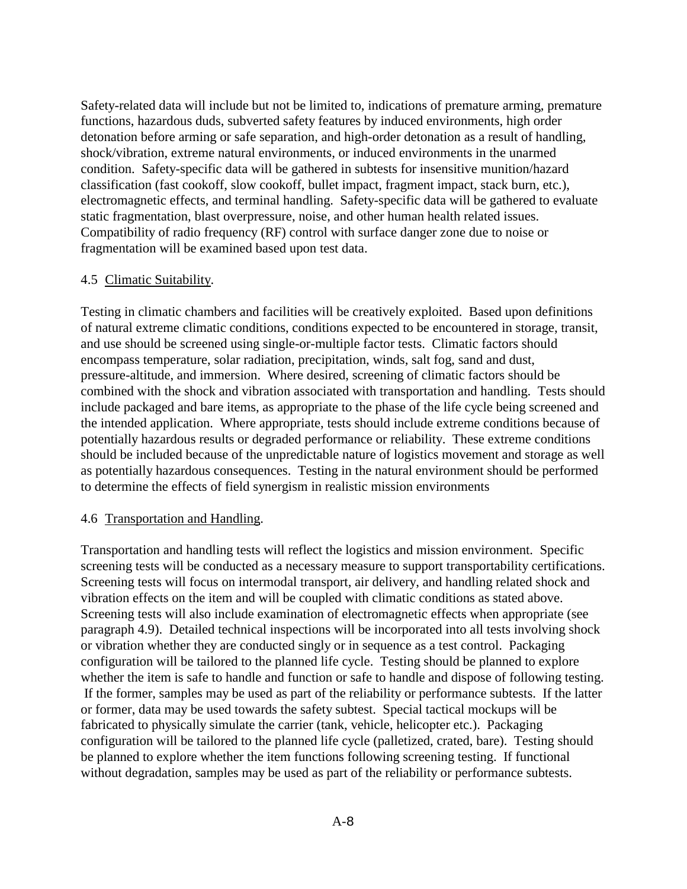Safety-related data will include but not be limited to, indications of premature arming, premature functions, hazardous duds, subverted safety features by induced environments, high order detonation before arming or safe separation, and high-order detonation as a result of handling, shock/vibration, extreme natural environments, or induced environments in the unarmed condition. Safety-specific data will be gathered in subtests for insensitive munition/hazard classification (fast cookoff, slow cookoff, bullet impact, fragment impact, stack burn, etc.), electromagnetic effects, and terminal handling. Safety-specific data will be gathered to evaluate static fragmentation, blast overpressure, noise, and other human health related issues. Compatibility of radio frequency (RF) control with surface danger zone due to noise or fragmentation will be examined based upon test data.

4.5 Climatic Suitability.

Testing in climatic chambers and facilities will be creatively exploited. Based upon definitions of natural extreme climatic conditions, conditions expected to be encountered in storage, transit, and use should be screened using single-or-multiple factor tests. Climatic factors should encompass temperature, solar radiation, precipitation, winds, salt fog, sand and dust, pressure-altitude, and immersion. Where desired, screening of climatic factors should be combined with the shock and vibration associated with transportation and handling. Tests should include packaged and bare items, as appropriate to the phase of the life cycle being screened and the intended application. Where appropriate, tests should include extreme conditions because of potentially hazardous results or degraded performance or reliability. These extreme conditions should be included because of the unpredictable nature of logistics movement and storage as well as potentially hazardous consequences. Testing in the natural environment should be performed to determine the effects of field synergism in realistic mission environments

4.6 Transportation and Handling.

Transportation and handling tests will reflect the logistics and mission environment. Specific screening tests will be conducted as a necessary measure to support transportability certifications. Screening tests will focus on intermodal transport, air delivery, and handling related shock and vibration effects on the item and will be coupled with climatic conditions as stated above. Screening tests will also include examination of electromagnetic effects when appropriate (see paragraph 4.9). Detailed technical inspections will be incorporated into all tests involving shock or vibration whether they are conducted singly or in sequence as a test control. Packaging configuration will be tailored to the planned life cycle. Testing should be planned to explore whether the item is safe to handle and function or safe to handle and dispose of following testing. If the former, samples may be used as part of the reliability or performance subtests. If the latter or former, data may be used towards the safety subtest. Special tactical mockups will be fabricated to physically simulate the carrier (tank, vehicle, helicopter etc.). Packaging configuration will be tailored to the planned life cycle (palletized, crated, bare). Testing should be planned to explore whether the item functions following screening testing. If functional without degradation, samples may be used as part of the reliability or performance subtests.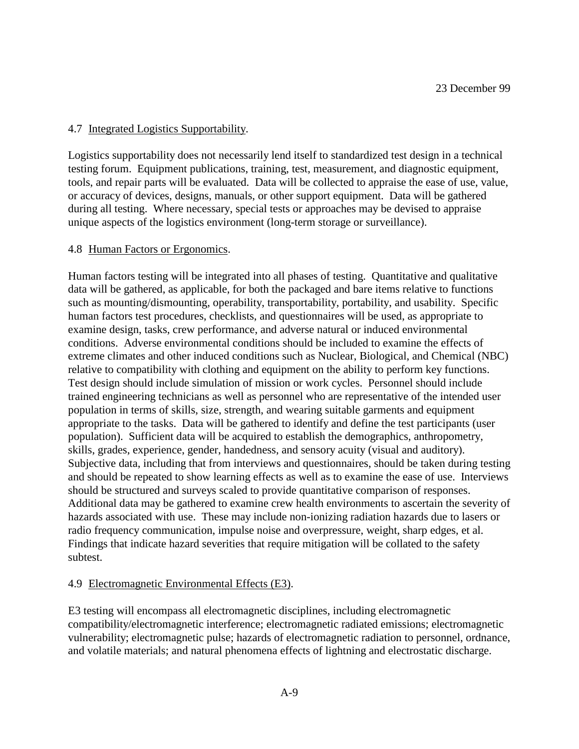4.7 Integrated Logistics Supportability.

Logistics supportability does not necessarily lend itself to standardized test design in a technical testing forum. Equipment publications, training, test, measurement, and diagnostic equipment, tools, and repair parts will be evaluated. Data will be collected to appraise the ease of use, value, or accuracy of devices, designs, manuals, or other support equipment. Data will be gathered during all testing. Where necessary, special tests or approaches may be devised to appraise unique aspects of the logistics environment (long-term storage or surveillance).

4.8 Human Factors or Ergonomics.

Human factors testing will be integrated into all phases of testing. Quantitative and qualitative data will be gathered, as applicable, for both the packaged and bare items relative to functions such as mounting/dismounting, operability, transportability, portability, and usability. Specific human factors test procedures, checklists, and questionnaires will be used, as appropriate to examine design, tasks, crew performance, and adverse natural or induced environmental conditions. Adverse environmental conditions should be included to examine the effects of extreme climates and other induced conditions such as Nuclear, Biological, and Chemical (NBC) relative to compatibility with clothing and equipment on the ability to perform key functions. Test design should include simulation of mission or work cycles. Personnel should include trained engineering technicians as well as personnel who are representative of the intended user population in terms of skills, size, strength, and wearing suitable garments and equipment appropriate to the tasks. Data will be gathered to identify and define the test participants (user population). Sufficient data will be acquired to establish the demographics, anthropometry, skills, grades, experience, gender, handedness, and sensory acuity (visual and auditory). Subjective data, including that from interviews and questionnaires, should be taken during testing and should be repeated to show learning effects as well as to examine the ease of use. Interviews should be structured and surveys scaled to provide quantitative comparison of responses. Additional data may be gathered to examine crew health environments to ascertain the severity of hazards associated with use. These may include non-ionizing radiation hazards due to lasers or radio frequency communication, impulse noise and overpressure, weight, sharp edges, et al. Findings that indicate hazard severities that require mitigation will be collated to the safety subtest.

4.9 Electromagnetic Environmental Effects (E3).

E3 testing will encompass all electromagnetic disciplines, including electromagnetic compatibility/electromagnetic interference; electromagnetic radiated emissions; electromagnetic vulnerability; electromagnetic pulse; hazards of electromagnetic radiation to personnel, ordnance, and volatile materials; and natural phenomena effects of lightning and electrostatic discharge.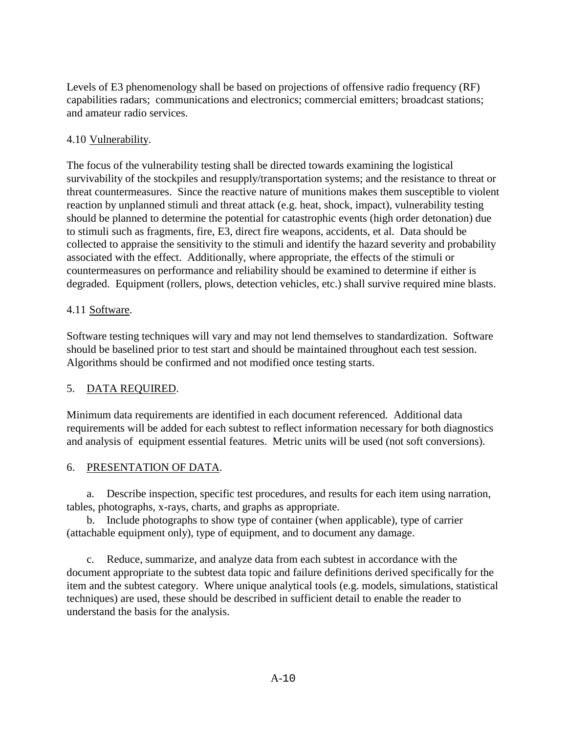Levels of E3 phenomenology shall be based on projections of offensive radio frequency (RF) capabilities radars; communications and electronics; commercial emitters; broadcast stations; and amateur radio services.

4.10 Vulnerability.

The focus of the vulnerability testing shall be directed towards examining the logistical survivability of the stockpiles and resupply/transportation systems; and the resistance to threat or threat countermeasures. Since the reactive nature of munitions makes them susceptible to violent reaction by unplanned stimuli and threat attack (e.g. heat, shock, impact), vulnerability testing should be planned to determine the potential for catastrophic events (high order detonation) due to stimuli such as fragments, fire, E3, direct fire weapons, accidents, et al. Data should be collected to appraise the sensitivity to the stimuli and identify the hazard severity and probability associated with the effect. Additionally, where appropriate, the effects of the stimuli or countermeasures on performance and reliability should be examined to determine if either is degraded. Equipment (rollers, plows, detection vehicles, etc.) shall survive required mine blasts.

4.11 Software.

Software testing techniques will vary and may not lend themselves to standardization. Software should be baselined prior to test start and should be maintained throughout each test session. Algorithms should be confirmed and not modified once testing starts.

## 5. DATA REQUIRED.

Minimum data requirements are identified in each document referenced. Additional data requirements will be added for each subtest to reflect information necessary for both diagnostics and analysis of equipment essential features. Metric units will be used (not soft conversions).

## 6. PRESENTATION OF DATA.

a. Describe inspection, specific test procedures, and results for each item using narration, tables, photographs, x-rays, charts, and graphs as appropriate.

b. Include photographs to show type of container (when applicable), type of carrier (attachable equipment only), type of equipment, and to document any damage.

c. Reduce, summarize, and analyze data from each subtest in accordance with the document appropriate to the subtest data topic and failure definitions derived specifically for the item and the subtest category. Where unique analytical tools (e.g. models, simulations, statistical techniques) are used, these should be described in sufficient detail to enable the reader to understand the basis for the analysis.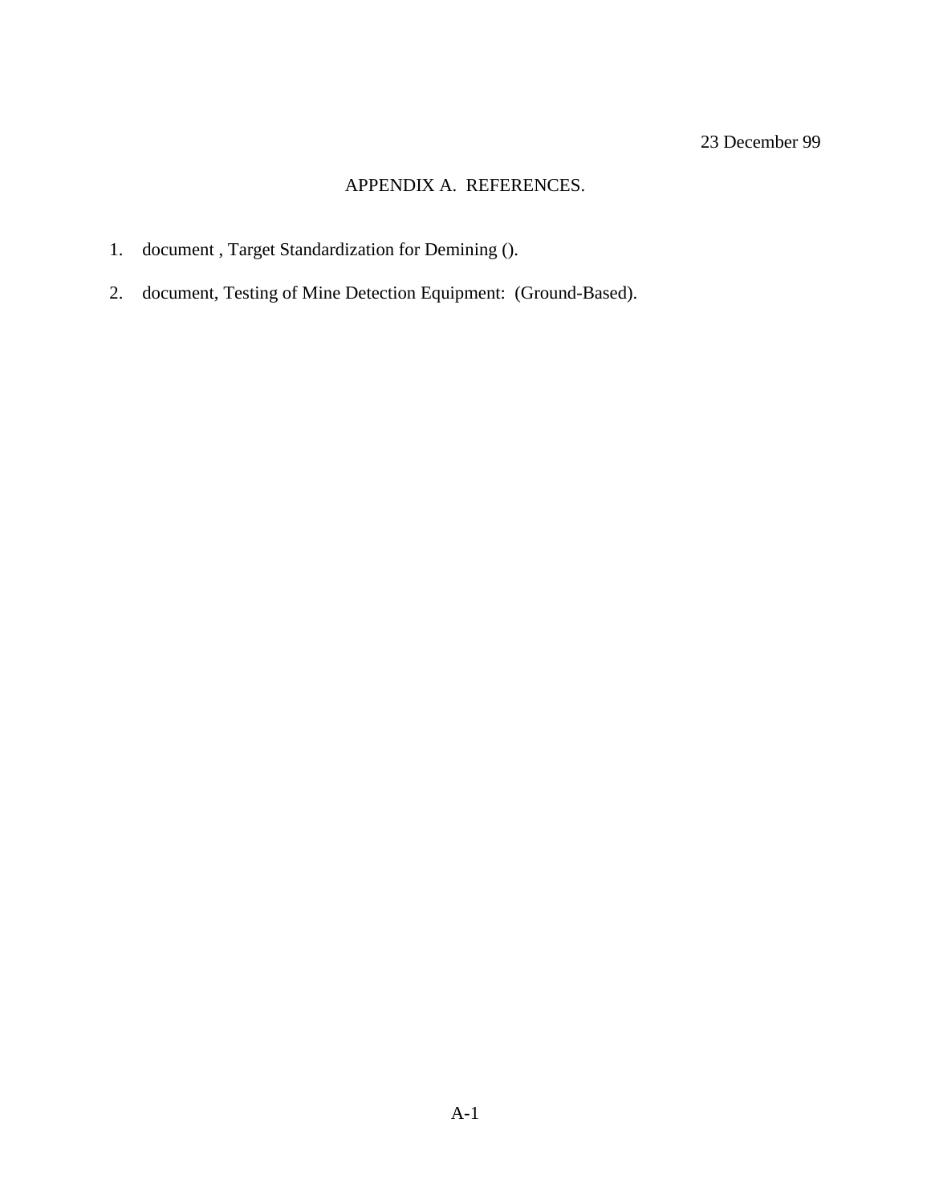23 December 99

# APPENDIX A. REFERENCES.

1. document , Target Standardization for Demining ().

2. document, Testing of Mine Detection Equipment: (Ground-Based).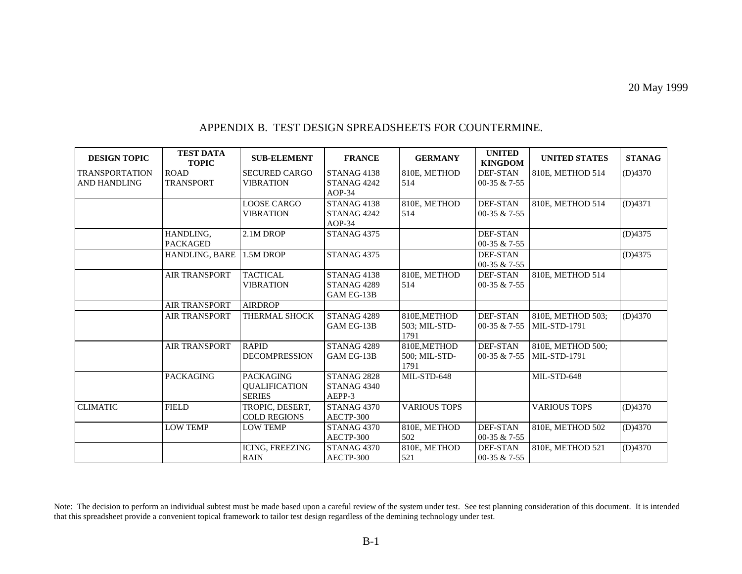20 May 1999

## APPENDIX B. TEST DESIGN SPREADSHEETS FOR COUNTERMINE.

| DESIGN TOPIC | TEST DATA TOPIC | SUB-ELEMENT | FRANCE | GERMANY | UNITED KINGDOM | UNITED STATES | STANAG |
|---|---|---|---|---|---|---|---|
| TRANSPORTATION AND HANDLING | ROAD TRANSPORT | SECURED CARGO VIBRATION | STANAG 4138 STANAG 4242 AOP-34 | 810E, METHOD 514 | DEF-STAN 00-35 & 7-55 | 810E, METHOD 514 | (D)4370 |
| | | LOOSE CARGO VIBRATION | STANAG 4138 STANAG 4242 AOP-34 | 810E, METHOD 514 | DEF-STAN 00-35 & 7-55 | 810E, METHOD 514 | (D)4371 |
| | HANDLING, PACKAGED | 2.1M DROP | STANAG 4375 | | DEF-STAN 00-35 & 7-55 | | (D)4375 |
| | HANDLING, BARE | 1.5M DROP | STANAG 4375 | | DEF-STAN 00-35 & 7-55 | | (D)4375 |
| | AIR TRANSPORT | TACTICAL VIBRATION | STANAG 4138 STANAG 4289 GAM EG-13B | 810E, METHOD 514 | DEF-STAN 00-35 & 7-55 | 810E, METHOD 514 | |
| | AIR TRANSPORT | AIRDROP | | | | | |
| | AIR TRANSPORT | THERMAL SHOCK | STANAG 4289 GAM EG-13B | 810E,METHOD 503; MIL-STD-1791 | DEF-STAN 00-35 & 7-55 | 810E, METHOD 503; MIL-STD-1791 | (D)4370 |
| | AIR TRANSPORT | RAPID DECOMPRESSION | STANAG 4289 GAM EG-13B | 810E,METHOD 500; MIL-STD-1791 | DEF-STAN 00-35 & 7-55 | 810E, METHOD 500; MIL-STD-1791 | |
| | PACKAGING | PACKAGING QUALIFICATION SERIES | STANAG 2828 STANAG 4340 AEPP-3 | MIL-STD-648 | | MIL-STD-648 | |
| CLIMATIC | FIELD | TROPIC, DESERT, COLD REGIONS | STANAG 4370 AECTP-300 | VARIOUS TOPS | | VARIOUS TOPS | (D)4370 |
| | LOW TEMP | LOW TEMP | STANAG 4370 AECTP-300 | 810E, METHOD 502 | DEF-STAN 00-35 & 7-55 | 810E, METHOD 502 | (D)4370 |
| | | ICING, FREEZING RAIN | STANAG 4370 AECTP-300 | 810E, METHOD 521 | DEF-STAN 00-35 & 7-55 | 810E, METHOD 521 | (D)4370 |

Note: The decision to perform an individual subtest must be made based upon a careful review of the system under test. See test planning consideration of this document. It is intended that this spreadsheet provide a convenient topical framework to tailor test design regardless of the demining technology under test.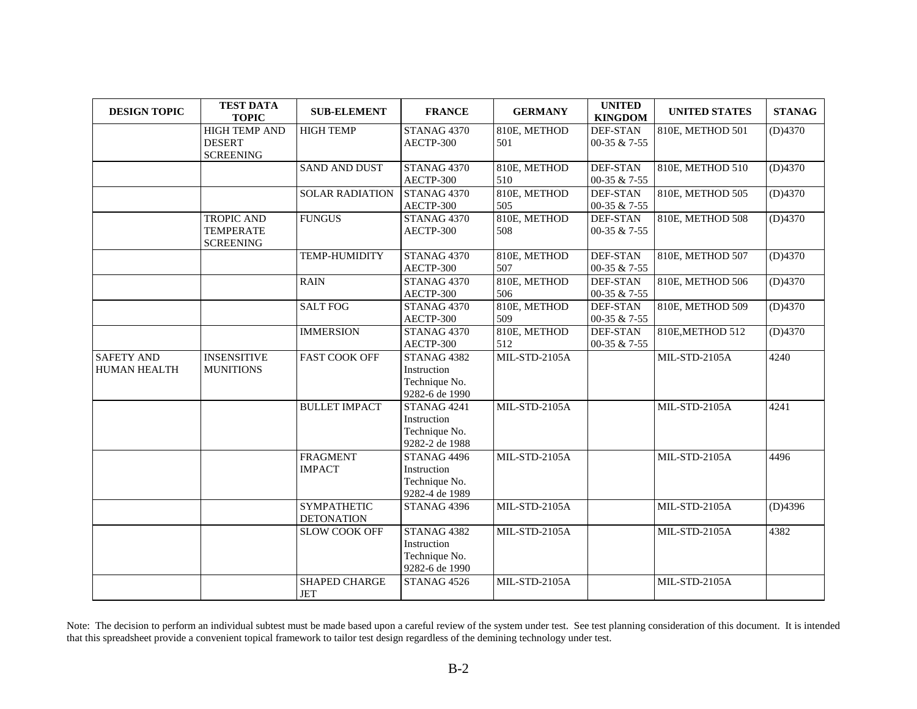| DESIGN TOPIC | TEST DATA TOPIC | SUB-ELEMENT | FRANCE | GERMANY | UNITED KINGDOM | UNITED STATES | STANAG |
|---|---|---|---|---|---|---|---|
| | HIGH TEMP AND DESERT SCREENING | HIGH TEMP | STANAG 4370 AECTP-300 | 810E, METHOD 501 | DEF-STAN 00-35 & 7-55 | 810E, METHOD 501 | (D)4370 |
| | | SAND AND DUST | STANAG 4370 AECTP-300 | 810E, METHOD 510 | DEF-STAN 00-35 & 7-55 | 810E, METHOD 510 | (D)4370 |
| | | SOLAR RADIATION | STANAG 4370 AECTP-300 | 810E, METHOD 505 | DEF-STAN 00-35 & 7-55 | 810E, METHOD 505 | (D)4370 |
| | TROPIC AND TEMPERATE SCREENING | FUNGUS | STANAG 4370 AECTP-300 | 810E, METHOD 508 | DEF-STAN 00-35 & 7-55 | 810E, METHOD 508 | (D)4370 |
| | | TEMP-HUMIDITY | STANAG 4370 AECTP-300 | 810E, METHOD 507 | DEF-STAN 00-35 & 7-55 | 810E, METHOD 507 | (D)4370 |
| | | RAIN | STANAG 4370 AECTP-300 | 810E, METHOD 506 | DEF-STAN 00-35 & 7-55 | 810E, METHOD 506 | (D)4370 |
| | | SALT FOG | STANAG 4370 AECTP-300 | 810E, METHOD 509 | DEF-STAN 00-35 & 7-55 | 810E, METHOD 509 | (D)4370 |
| | | IMMERSION | STANAG 4370 AECTP-300 | 810E, METHOD 512 | DEF-STAN 00-35 & 7-55 | 810E,METHOD 512 | (D)4370 |
| SAFETY AND HUMAN HEALTH | INSENSITIVE MUNITIONS | FAST COOK OFF | STANAG 4382 Instruction Technique No. 9282-6 de 1990 | MIL-STD-2105A | | MIL-STD-2105A | 4240 |
| | | BULLET IMPACT | STANAG 4241 Instruction Technique No. 9282-2 de 1988 | MIL-STD-2105A | | MIL-STD-2105A | 4241 |
| | | FRAGMENT IMPACT | STANAG 4496 Instruction Technique No. 9282-4 de 1989 | MIL-STD-2105A | | MIL-STD-2105A | 4496 |
| | | SYMPATHETIC DETONATION | STANAG 4396 | MIL-STD-2105A | | MIL-STD-2105A | (D)4396 |
| | | SLOW COOK OFF | STANAG 4382 Instruction Technique No. 9282-6 de 1990 | MIL-STD-2105A | | MIL-STD-2105A | 4382 |
| | | SHAPED CHARGE JET | STANAG 4526 | MIL-STD-2105A | | MIL-STD-2105A | |

Note: The decision to perform an individual subtest must be made based upon a careful review of the system under test. See test planning consideration of this document. It is intended that this spreadsheet provide a convenient topical framework to tailor test design regardless of the demining technology under test.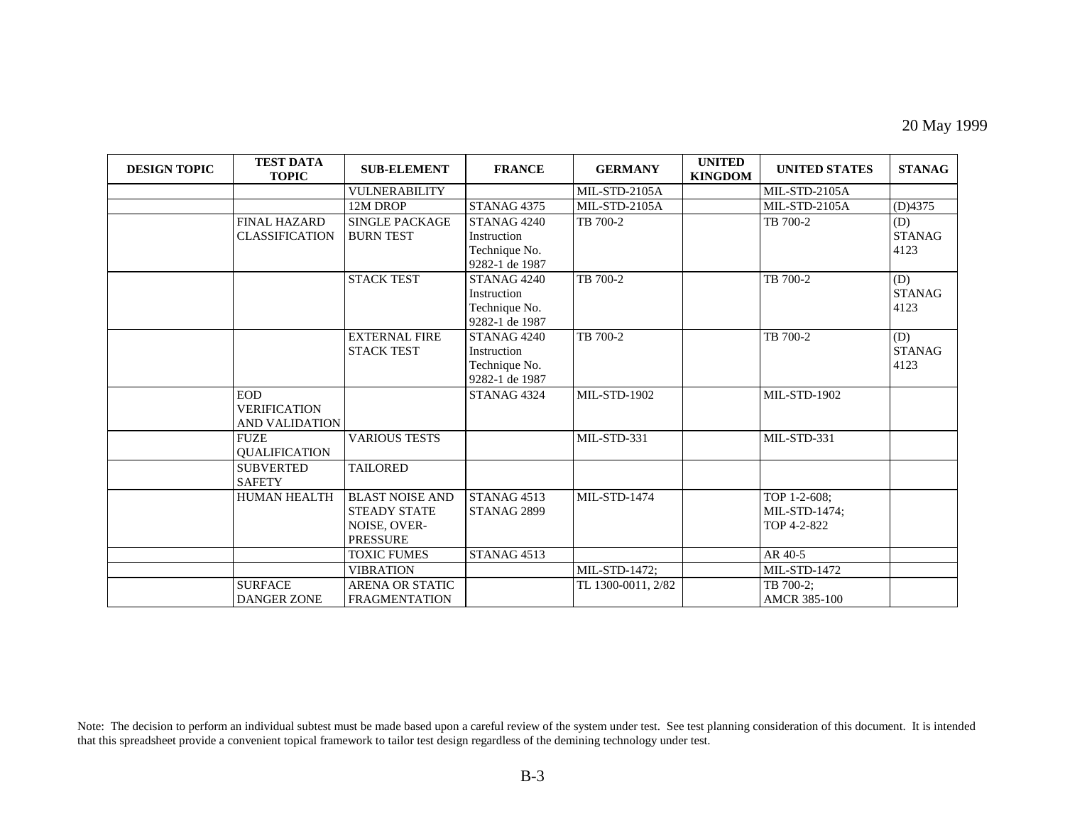20 May 1999

| DESIGN TOPIC | TEST DATA TOPIC | SUB-ELEMENT | FRANCE | GERMANY | UNITED KINGDOM | UNITED STATES | STANAG |
|---|---|---|---|---|---|---|---|
| | | VULNERABILITY | | MIL-STD-2105A | | MIL-STD-2105A | |
| | | 12M DROP | STANAG 4375 | MIL-STD-2105A | | MIL-STD-2105A | (D)4375 |
| | FINAL HAZARD CLASSIFICATION | SINGLE PACKAGE BURN TEST | STANAG 4240 Instruction Technique No. 9282-1 de 1987 | TB 700-2 | | TB 700-2 | (D) STANAG 4123 |
| | | STACK TEST | STANAG 4240 Instruction Technique No. 9282-1 de 1987 | TB 700-2 | | TB 700-2 | (D) STANAG 4123 |
| | | EXTERNAL FIRE STACK TEST | STANAG 4240 Instruction Technique No. 9282-1 de 1987 | TB 700-2 | | TB 700-2 | (D) STANAG 4123 |
| | EOD VERIFICATION AND VALIDATION | | STANAG 4324 | MIL-STD-1902 | | MIL-STD-1902 | |
| | FUZE QUALIFICATION | VARIOUS TESTS | | MIL-STD-331 | | MIL-STD-331 | |
| | SUBVERTED SAFETY | TAILORED | | | | | |
| | HUMAN HEALTH | BLAST NOISE AND STEADY STATE NOISE, OVER-PRESSURE | STANAG 4513 STANAG 2899 | MIL-STD-1474 | | TOP 1-2-608; MIL-STD-1474; TOP 4-2-822 | |
| | | TOXIC FUMES | STANAG 4513 | | | AR 40-5 | |
| | | VIBRATION | | MIL-STD-1472; | | MIL-STD-1472 | |
| | SURFACE DANGER ZONE | ARENA OR STATIC FRAGMENTATION | | TL 1300-0011, 2/82 | | TB 700-2; AMCR 385-100 | |

Note: The decision to perform an individual subtest must be made based upon a careful review of the system under test. See test planning consideration of this document. It is intended that this spreadsheet provide a convenient topical framework to tailor test design regardless of the demining technology under test.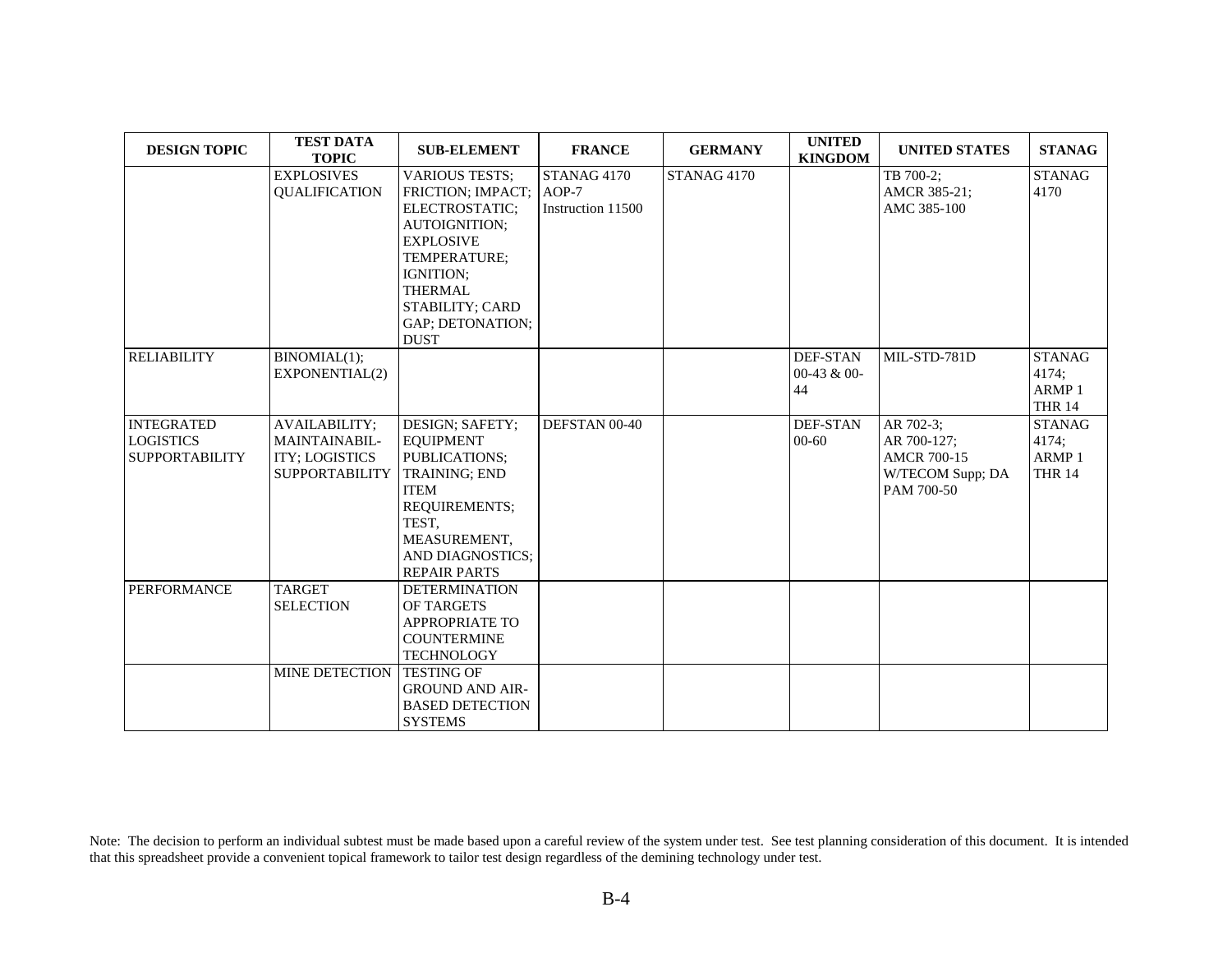| DESIGN TOPIC | TEST DATA TOPIC | SUB-ELEMENT | FRANCE | GERMANY | UNITED KINGDOM | UNITED STATES | STANAG |
|---|---|---|---|---|---|---|---|
| | EXPLOSIVES QUALIFICATION | VARIOUS TESTS; FRICTION; IMPACT; ELECTROSTATIC; AUTOIGNITION; EXPLOSIVE TEMPERATURE; IGNITION; THERMAL STABILITY; CARD GAP; DETONATION; DUST | STANAG 4170 AOP-7 Instruction 11500 | STANAG 4170 | | TB 700-2; AMCR 385-21; AMC 385-100 | STANAG 4170 |
| RELIABILITY | BINOMIAL(1); EXPONENTIAL(2) | | | | DEF-STAN 00-43 & 00-44 | MIL-STD-781D | STANAG 4174; ARMP 1 THR 14 |
| INTEGRATED LOGISTICS SUPPORTABILITY | AVAILABILITY; MAINTAINABIL-ITY; LOGISTICS SUPPORTABILITY | DESIGN; SAFETY; EQUIPMENT PUBLICATIONS; TRAINING; END ITEM REQUIREMENTS; TEST, MEASUREMENT, AND DIAGNOSTICS; REPAIR PARTS | DEFSTAN 00-40 | | DEF-STAN 00-60 | AR 702-3; AR 700-127; AMCR 700-15 W/TECOM Supp; DA PAM 700-50 | STANAG 4174; ARMP 1 THR 14 |
| PERFORMANCE | TARGET SELECTION | DETERMINATION OF TARGETS APPROPRIATE TO COUNTERMINE TECHNOLOGY | | | | | |
| | MINE DETECTION | TESTING OF GROUND AND AIR-BASED DETECTION SYSTEMS | | | | | |

Note: The decision to perform an individual subtest must be made based upon a careful review of the system under test. See test planning consideration of this document. It is intended that this spreadsheet provide a convenient topical framework to tailor test design regardless of the demining technology under test.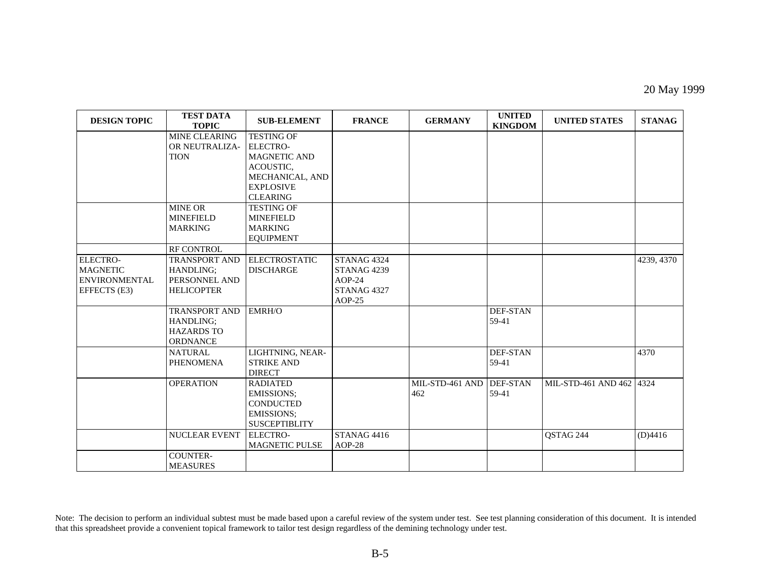20 May 1999

| DESIGN TOPIC | TEST DATA TOPIC | SUB-ELEMENT | FRANCE | GERMANY | UNITED KINGDOM | UNITED STATES | STANAG |
|---|---|---|---|---|---|---|---|
| | MINE CLEARING OR NEUTRALIZA-TION | TESTING OF ELECTRO-MAGNETIC AND ACOUSTIC, MECHANICAL, AND EXPLOSIVE CLEARING | | | | | |
| | MINE OR MINEFIELD MARKING | TESTING OF MINEFIELD MARKING EQUIPMENT | | | | | |
| | RF CONTROL | | | | | | |
| ELECTRO-MAGNETIC ENVIRONMENTAL EFFECTS (E3) | TRANSPORT AND HANDLING; PERSONNEL AND HELICOPTER | ELECTROSTATIC DISCHARGE | STANAG 4324 STANAG 4239 AOP-24 STANAG 4327 AOP-25 | | | | 4239, 4370 |
| | TRANSPORT AND HANDLING; HAZARDS TO ORDNANCE | EMRH/O | | | DEF-STAN 59-41 | | |
| | NATURAL PHENOMENA | LIGHTNING, NEAR-STRIKE AND DIRECT | | | DEF-STAN 59-41 | | 4370 |
| | OPERATION | RADIATED EMISSIONS; CONDUCTED EMISSIONS; SUSCEPTIBLITY | | MIL-STD-461 AND 462 | DEF-STAN 59-41 | MIL-STD-461 AND 462 | 4324 |
| | NUCLEAR EVENT | ELECTRO-MAGNETIC PULSE | STANAG 4416 AOP-28 | | | QSTAG 244 | (D)4416 |
| | COUNTER-MEASURES | | | | | | |

Note: The decision to perform an individual subtest must be made based upon a careful review of the system under test. See test planning consideration of this document. It is intended that this spreadsheet provide a convenient topical framework to tailor test design regardless of the demining technology under test.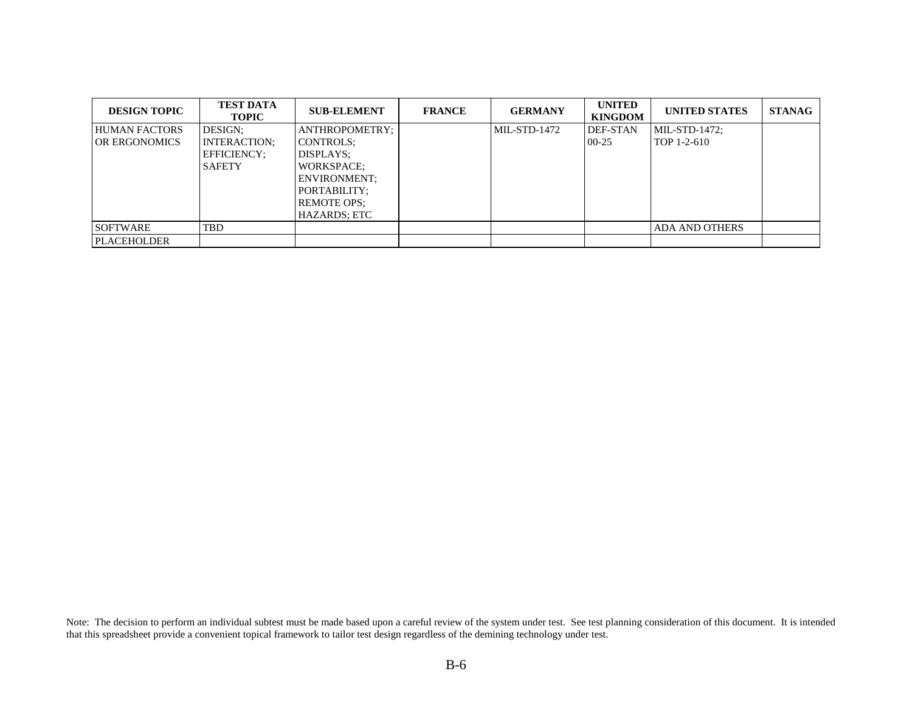| DESIGN TOPIC | TEST DATA TOPIC | SUB-ELEMENT | FRANCE | GERMANY | UNITED KINGDOM | UNITED STATES | STANAG |
|---|---|---|---|---|---|---|---|
| HUMAN FACTORS OR ERGONOMICS | DESIGN; INTERACTION; EFFICIENCY; SAFETY | ANTHROPOMETRY; CONTROLS; DISPLAYS; WORKSPACE; ENVIRONMENT; PORTABILITY; REMOTE OPS; HAZARDS; ETC | | MIL-STD-1472 | DEF-STAN 00-25 | MIL-STD-1472; TOP 1-2-610 | |
| SOFTWARE | TBD | | | | | ADA AND OTHERS | |
| PLACEHOLDER | | | | | | | |

Note: The decision to perform an individual subtest must be made based upon a careful review of the system under test. See test planning consideration of this document. It is intended that this spreadsheet provide a convenient topical framework to tailor test design regardless of the demining technology under test.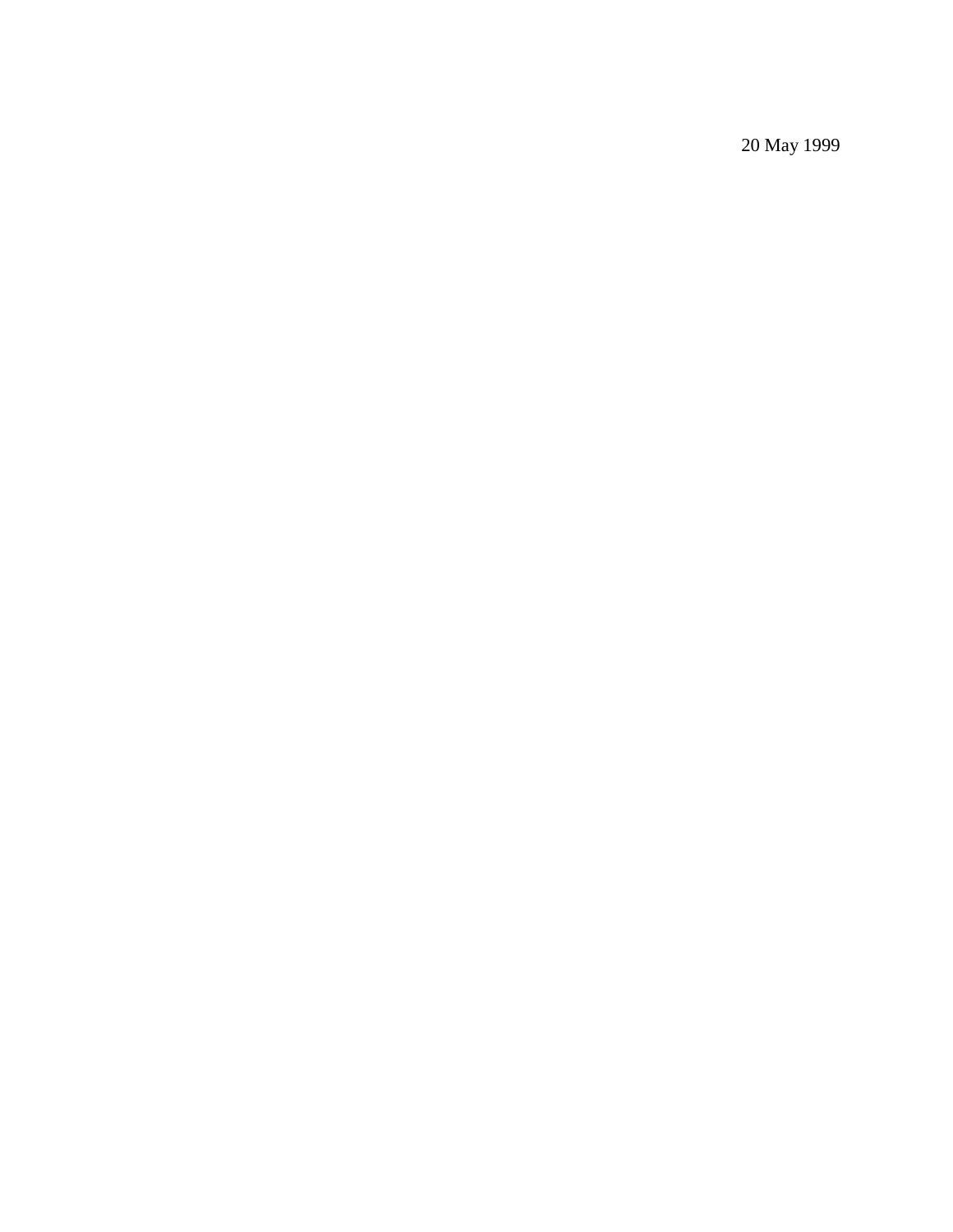20 May 1999